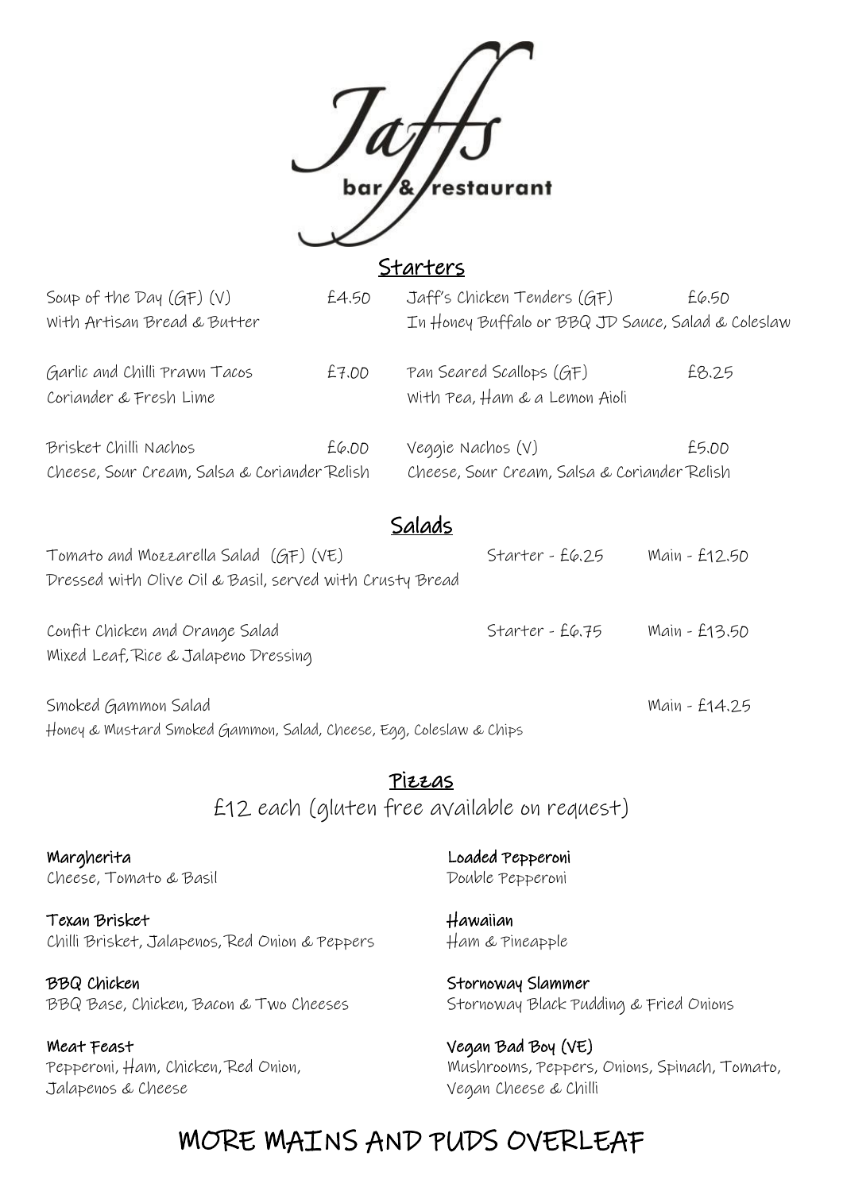# Jaffs bar & restaurant

## Starters

Soup of the Day (GF) (V) £4.50
With Artisan Bread & Butter

Garlic and Chilli Prawn Tacos £7.00
Coriander & Fresh Lime

Brisket Chilli Nachos £6.00
Cheese, Sour Cream, Salsa & Coriander Relish

Jaff's Chicken Tenders (GF) £6.50
In Honey Buffalo or BBQ JD Sauce, Salad & Coleslaw

Pan Seared Scallops (GF) £8.25
With Pea, Ham & a Lemon Aioli

Veggie Nachos (V) £5.00
Cheese, Sour Cream, Salsa & Coriander Relish

## Salads

Tomato and Mozzarella Salad (GF) (VE) Starter - £6.25 Main - £12.50
Dressed with Olive Oil & Basil, served with Crusty Bread

Confit Chicken and Orange Salad Starter - £6.75 Main - £13.50
Mixed Leaf, Rice & Jalapeno Dressing

Smoked Gammon Salad Main - £14.25
Honey & Mustard Smoked Gammon, Salad, Cheese, Egg, Coleslaw & Chips

## Pizzas

£12 each (gluten free available on request)

**Margherita**
Cheese, Tomato & Basil

**Texan Brisket**
Chilli Brisket, Jalapenos, Red Onion & Peppers

**BBQ Chicken**
BBQ Base, Chicken, Bacon & Two Cheeses

**Meat Feast**
Pepperoni, Ham, Chicken, Red Onion, Jalapenos & Cheese

**Loaded Pepperoni**
Double Pepperoni

**Hawaiian**
Ham & Pineapple

**Stornoway Slammer**
Stornoway Black Pudding & Fried Onions

**Vegan Bad Boy (VE)**
Mushrooms, Peppers, Onions, Spinach, Tomato, Vegan Cheese & Chilli

MORE MAINS AND PUDS OVERLEAF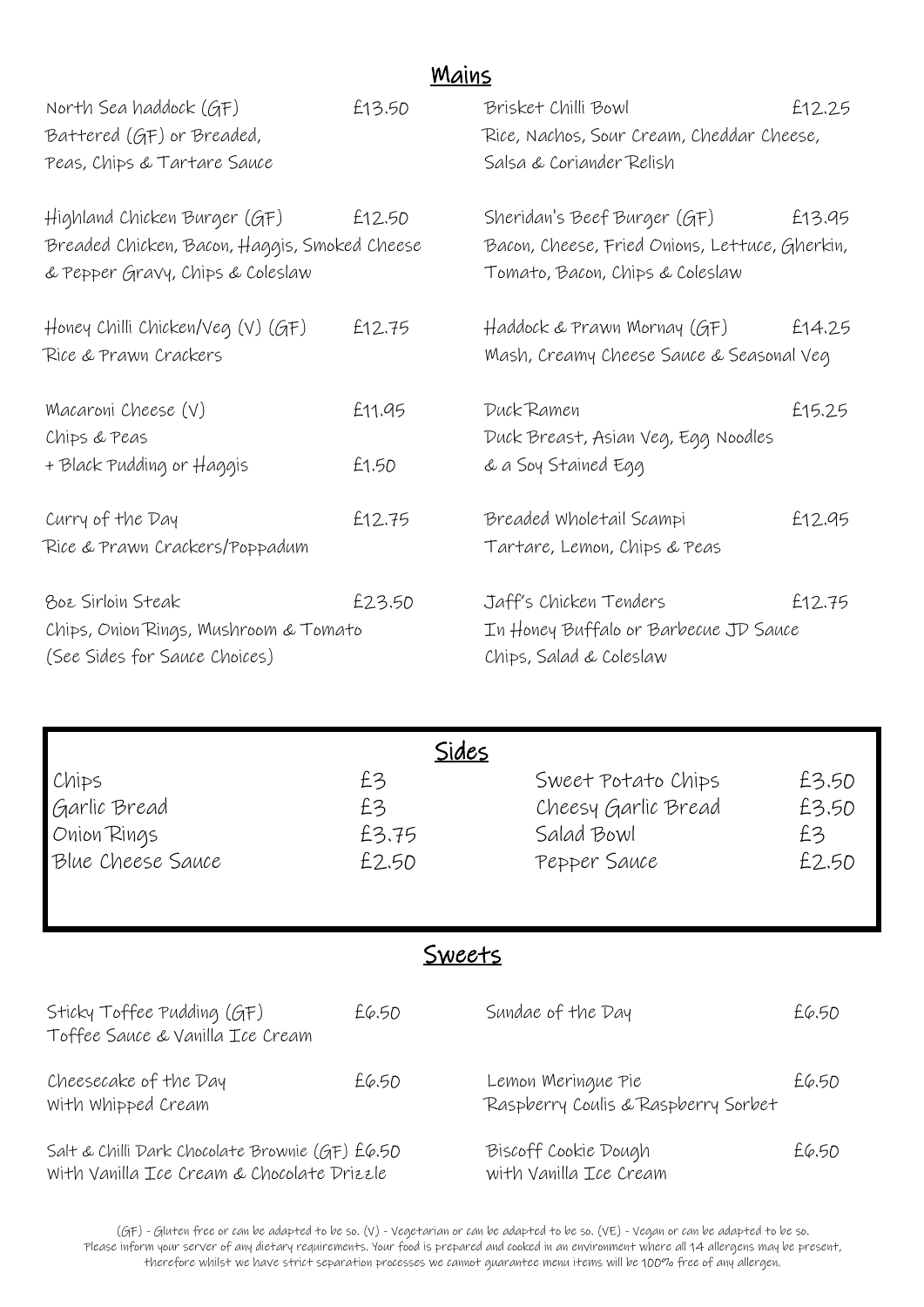## Mains

North Sea haddock (GF) £13.50
Battered (GF) or Breaded,
Peas, Chips & Tartare Sauce

Highland Chicken Burger (GF) £12.50
Breaded Chicken, Bacon, Haggis, Smoked Cheese
& Pepper Gravy, Chips & Coleslaw

Honey Chilli Chicken/Veg (V) (GF) £12.75
Rice & Prawn Crackers

Macaroni Cheese (V) £11.95
Chips & Peas
+ Black Pudding or Haggis £1.50

Curry of the Day £12.75
Rice & Prawn Crackers/Poppadum

8oz Sirloin Steak £23.50
Chips, Onion Rings, Mushroom & Tomato
(See Sides for Sauce Choices)

Brisket Chilli Bowl £12.25
Rice, Nachos, Sour Cream, Cheddar Cheese,
Salsa & Coriander Relish

Sheridan's Beef Burger (GF) £13.95
Bacon, Cheese, Fried Onions, Lettuce, Gherkin,
Tomato, Bacon, Chips & Coleslaw

Haddock & Prawn Mornay (GF) £14.25
Mash, Creamy Cheese Sauce & Seasonal Veg

Duck Ramen £15.25
Duck Breast, Asian Veg, Egg Noodles
& a Soy Stained Egg

Breaded Wholetail Scampi £12.95
Tartare, Lemon, Chips & Peas

Jaff's Chicken Tenders £12.75
In Honey Buffalo or Barbecue JD Sauce
Chips, Salad & Coleslaw

## Sides

| | | | |
|---|---|---|---|
| Chips | £3 | Sweet Potato Chips | £3.50 |
| Garlic Bread | £3 | Cheesy Garlic Bread | £3.50 |
| Onion Rings | £3.75 | Salad Bowl | £3 |
| Blue Cheese Sauce | £2.50 | Pepper Sauce | £2.50 |

## Sweets

Sticky Toffee Pudding (GF) £6.50
Toffee Sauce & Vanilla Ice Cream

Cheesecake of the Day £6.50
With Whipped Cream

Salt & Chilli Dark Chocolate Brownie (GF) £6.50
With Vanilla Ice Cream & Chocolate Drizzle

Sundae of the Day £6.50

Lemon Meringue Pie £6.50
Raspberry Coulis & Raspberry Sorbet

Biscoff Cookie Dough £6.50
with Vanilla Ice Cream

(GF) - Gluten free or can be adapted to be so. (V) - Vegetarian or can be adapted to be so. (VE) - Vegan or can be adapted to be so.
Please inform your server of any dietary requirements. Your food is prepared and cooked in an environment where all 14 allergens may be present, therefore whilst we have strict separation processes we cannot guarantee menu items will be 100% free of any allergen.